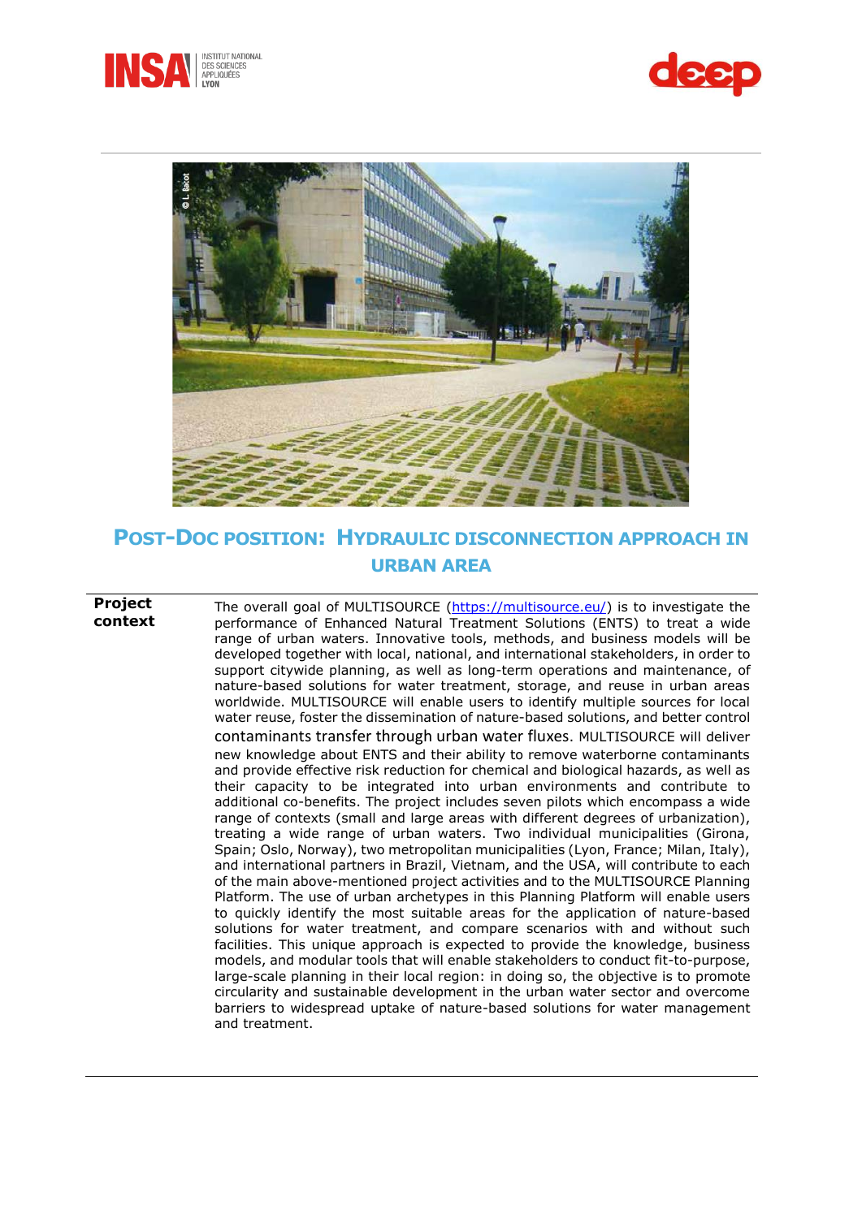# POST-DOC POSITION: HYDRAULIC DISCONNECTION APPROACH IN URBAN AREA

**Project context**

The overall goal of MULTISOURCE (https://multisource.eu/) is to investigate the performance of Enhanced Natural Treatment Solutions (ENTS) to treat a wide range of urban waters. Innovative tools, methods, and business models will be developed together with local, national, and international stakeholders, in order to support citywide planning, as well as long-term operations and maintenance, of nature-based solutions for water treatment, storage, and reuse in urban areas worldwide. MULTISOURCE will enable users to identify multiple sources for local water reuse, foster the dissemination of nature-based solutions, and better control contaminants transfer through urban water fluxes. MULTISOURCE will deliver new knowledge about ENTS and their ability to remove waterborne contaminants and provide effective risk reduction for chemical and biological hazards, as well as their capacity to be integrated into urban environments and contribute to additional co-benefits. The project includes seven pilots which encompass a wide range of contexts (small and large areas with different degrees of urbanization), treating a wide range of urban waters. Two individual municipalities (Girona, Spain; Oslo, Norway), two metropolitan municipalities (Lyon, France; Milan, Italy), and international partners in Brazil, Vietnam, and the USA, will contribute to each of the main above-mentioned project activities and to the MULTISOURCE Planning Platform. The use of urban archetypes in this Planning Platform will enable users to quickly identify the most suitable areas for the application of nature-based solutions for water treatment, and compare scenarios with and without such facilities. This unique approach is expected to provide the knowledge, business models, and modular tools that will enable stakeholders to conduct fit-to-purpose, large-scale planning in their local region: in doing so, the objective is to promote circularity and sustainable development in the urban water sector and overcome barriers to widespread uptake of nature-based solutions for water management and treatment.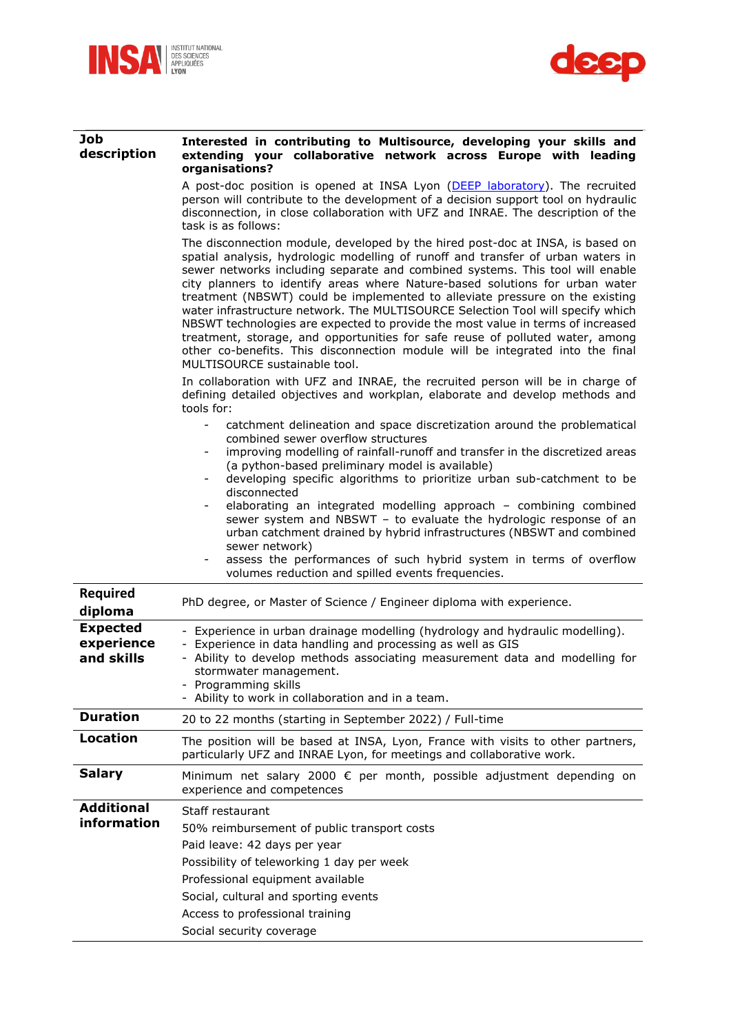| | |
|---|---|
| **Job description** | **Interested in contributing to Multisource, developing your skills and extending your collaborative network across Europe with leading organisations?**<br><br>A post-doc position is opened at INSA Lyon ([DEEP laboratory]()). The recruited person will contribute to the development of a decision support tool on hydraulic disconnection, in close collaboration with UFZ and INRAE. The description of the task is as follows:<br><br>The disconnection module, developed by the hired post-doc at INSA, is based on spatial analysis, hydrologic modelling of runoff and transfer of urban waters in sewer networks including separate and combined systems. This tool will enable city planners to identify areas where Nature-based solutions for urban water treatment (NBSWT) could be implemented to alleviate pressure on the existing water infrastructure network. The MULTISOURCE Selection Tool will specify which NBSWT technologies are expected to provide the most value in terms of increased treatment, storage, and opportunities for safe reuse of polluted water, among other co-benefits. This disconnection module will be integrated into the final MULTISOURCE sustainable tool.<br><br>In collaboration with UFZ and INRAE, the recruited person will be in charge of defining detailed objectives and workplan, elaborate and develop methods and tools for:<br>- catchment delineation and space discretization around the problematical combined sewer overflow structures<br>- improving modelling of rainfall-runoff and transfer in the discretized areas (a python-based preliminary model is available)<br>- developing specific algorithms to prioritize urban sub-catchment to be disconnected<br>- elaborating an integrated modelling approach – combining combined sewer system and NBSWT – to evaluate the hydrologic response of an urban catchment drained by hybrid infrastructures (NBSWT and combined sewer network)<br>- assess the performances of such hybrid system in terms of overflow volumes reduction and spilled events frequencies. |
| **Required diploma** | PhD degree, or Master of Science / Engineer diploma with experience. |
| **Expected experience and skills** | - Experience in urban drainage modelling (hydrology and hydraulic modelling).<br>- Experience in data handling and processing as well as GIS<br>- Ability to develop methods associating measurement data and modelling for stormwater management.<br>- Programming skills<br>- Ability to work in collaboration and in a team. |
| **Duration** | 20 to 22 months (starting in September 2022) / Full-time |
| **Location** | The position will be based at INSA, Lyon, France with visits to other partners, particularly UFZ and INRAE Lyon, for meetings and collaborative work. |
| **Salary** | Minimum net salary 2000 € per month, possible adjustment depending on experience and competences |
| **Additional information** | Staff restaurant<br>50% reimbursement of public transport costs<br>Paid leave: 42 days per year<br>Possibility of teleworking 1 day per week<br>Professional equipment available<br>Social, cultural and sporting events<br>Access to professional training<br>Social security coverage |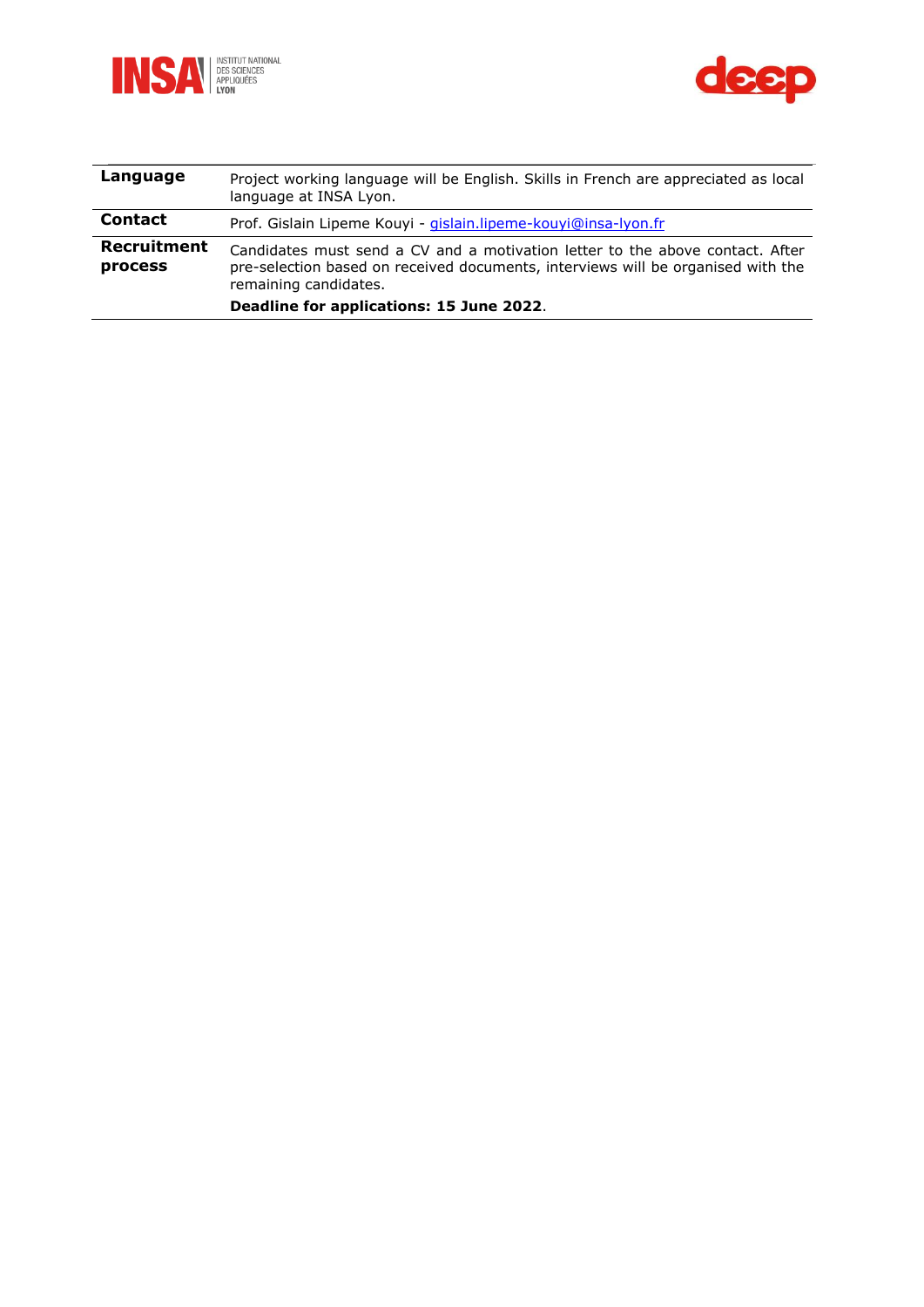| | |
|---|---|
| **Language** | Project working language will be English. Skills in French are appreciated as local language at INSA Lyon. |
| **Contact** | Prof. Gislain Lipeme Kouyi - gislain.lipeme-kouyi@insa-lyon.fr |
| **Recruitment process** | Candidates must send a CV and a motivation letter to the above contact. After pre-selection based on received documents, interviews will be organised with the remaining candidates. **Deadline for applications: 15 June 2022**. |